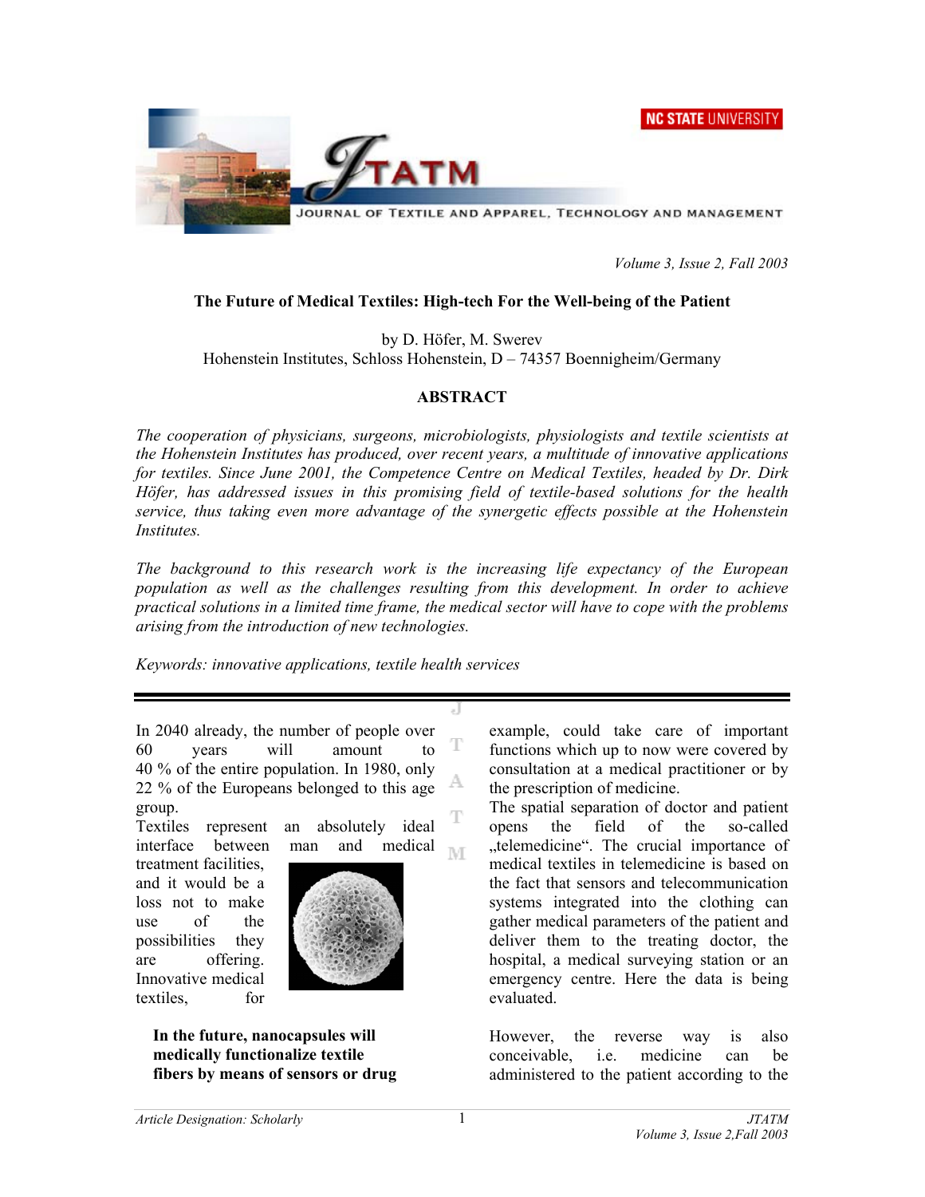# The Future of Medical Textiles: High-tech For the Well-being of the Patient

by D. Höfer, M. Swerev
Hohenstein Institutes, Schloss Hohenstein, D – 74357 Boennigheim/Germany

## ABSTRACT

*The cooperation of physicians, surgeons, microbiologists, physiologists and textile scientists at the Hohenstein Institutes has produced, over recent years, a multitude of innovative applications for textiles. Since June 2001, the Competence Centre on Medical Textiles, headed by Dr. Dirk Höfer, has addressed issues in this promising field of textile-based solutions for the health service, thus taking even more advantage of the synergetic effects possible at the Hohenstein Institutes.*

*The background to this research work is the increasing life expectancy of the European population as well as the challenges resulting from this development. In order to achieve practical solutions in a limited time frame, the medical sector will have to cope with the problems arising from the introduction of new technologies.*

*Keywords: innovative applications, textile health services*

---

In 2040 already, the number of people over 60 years will amount to 40 % of the entire population. In 1980, only 22 % of the Europeans belonged to this age group.

Textiles represent an absolutely ideal interface between man and medical treatment facilities, and it would be a loss not to make use of the possibilities they are offering. Innovative medical textiles, for example, could take care of important functions which up to now were covered by consultation at a medical practitioner or by the prescription of medicine.

**In the future, nanocapsules will medically functionalize textile fibers by means of sensors or drug**

The spatial separation of doctor and patient opens the field of the so-called „telemedicine“. The crucial importance of medical textiles in telemedicine is based on the fact that sensors and telecommunication systems integrated into the clothing can gather medical parameters of the patient and deliver them to the treating doctor, the hospital, a medical surveying station or an emergency centre. Here the data is being evaluated.

However, the reverse way is also conceivable, i.e. medicine can be administered to the patient according to the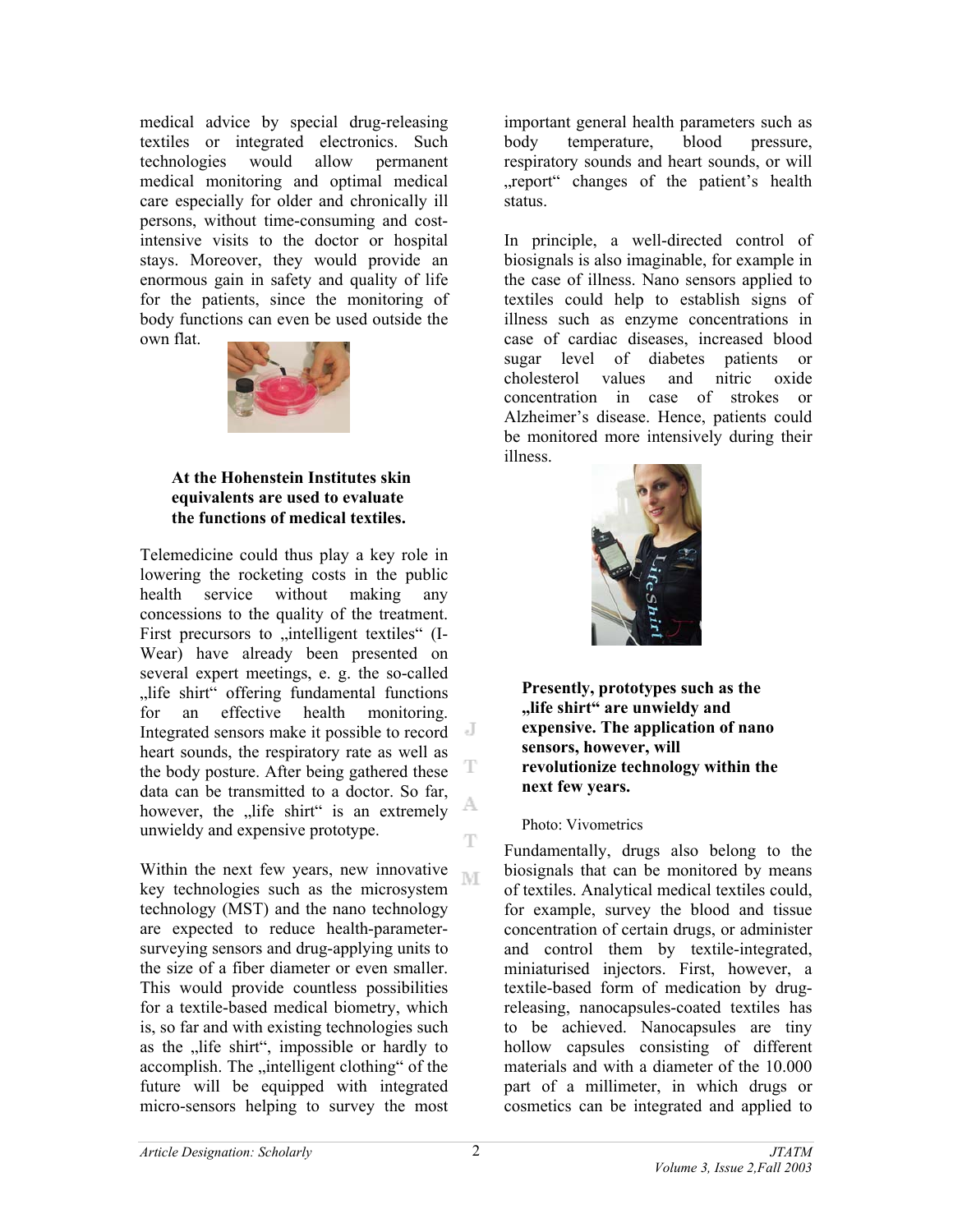medical advice by special drug-releasing textiles or integrated electronics. Such technologies would allow permanent medical monitoring and optimal medical care especially for older and chronically ill persons, without time-consuming and cost-intensive visits to the doctor or hospital stays. Moreover, they would provide an enormous gain in safety and quality of life for the patients, since the monitoring of body functions can even be used outside the own flat.

**At the Hohenstein Institutes skin equivalents are used to evaluate the functions of medical textiles.**

Telemedicine could thus play a key role in lowering the rocketing costs in the public health service without making any concessions to the quality of the treatment. First precursors to „intelligent textiles" (I-Wear) have already been presented on several expert meetings, e. g. the so-called „life shirt" offering fundamental functions for an effective health monitoring. Integrated sensors make it possible to record heart sounds, the respiratory rate as well as the body posture. After being gathered these data can be transmitted to a doctor. So far, however, the „life shirt" is an extremely unwieldy and expensive prototype.

Within the next few years, new innovative key technologies such as the microsystem technology (MST) and the nano technology are expected to reduce health-parameter-surveying sensors and drug-applying units to the size of a fiber diameter or even smaller. This would provide countless possibilities for a textile-based medical biometry, which is, so far and with existing technologies such as the „life shirt", impossible or hardly to accomplish. The „intelligent clothing" of the future will be equipped with integrated micro-sensors helping to survey the most important general health parameters such as body temperature, blood pressure, respiratory sounds and heart sounds, or will „report" changes of the patient's health status.

In principle, a well-directed control of biosignals is also imaginable, for example in the case of illness. Nano sensors applied to textiles could help to establish signs of illness such as enzyme concentrations in case of cardiac diseases, increased blood sugar level of diabetes patients or cholesterol values and nitric oxide concentration in case of strokes or Alzheimer's disease. Hence, patients could be monitored more intensively during their illness.

**Presently, prototypes such as the „life shirt" are unwieldy and expensive. The application of nano sensors, however, will revolutionize technology within the next few years.**

Photo: Vivometrics

Fundamentally, drugs also belong to the biosignals that can be monitored by means of textiles. Analytical medical textiles could, for example, survey the blood and tissue concentration of certain drugs, or administer and control them by textile-integrated, miniaturised injectors. First, however, a textile-based form of medication by drug-releasing, nanocapsules-coated textiles has to be achieved. Nanocapsules are tiny hollow capsules consisting of different materials and with a diameter of the 10.000 part of a millimeter, in which drugs or cosmetics can be integrated and applied to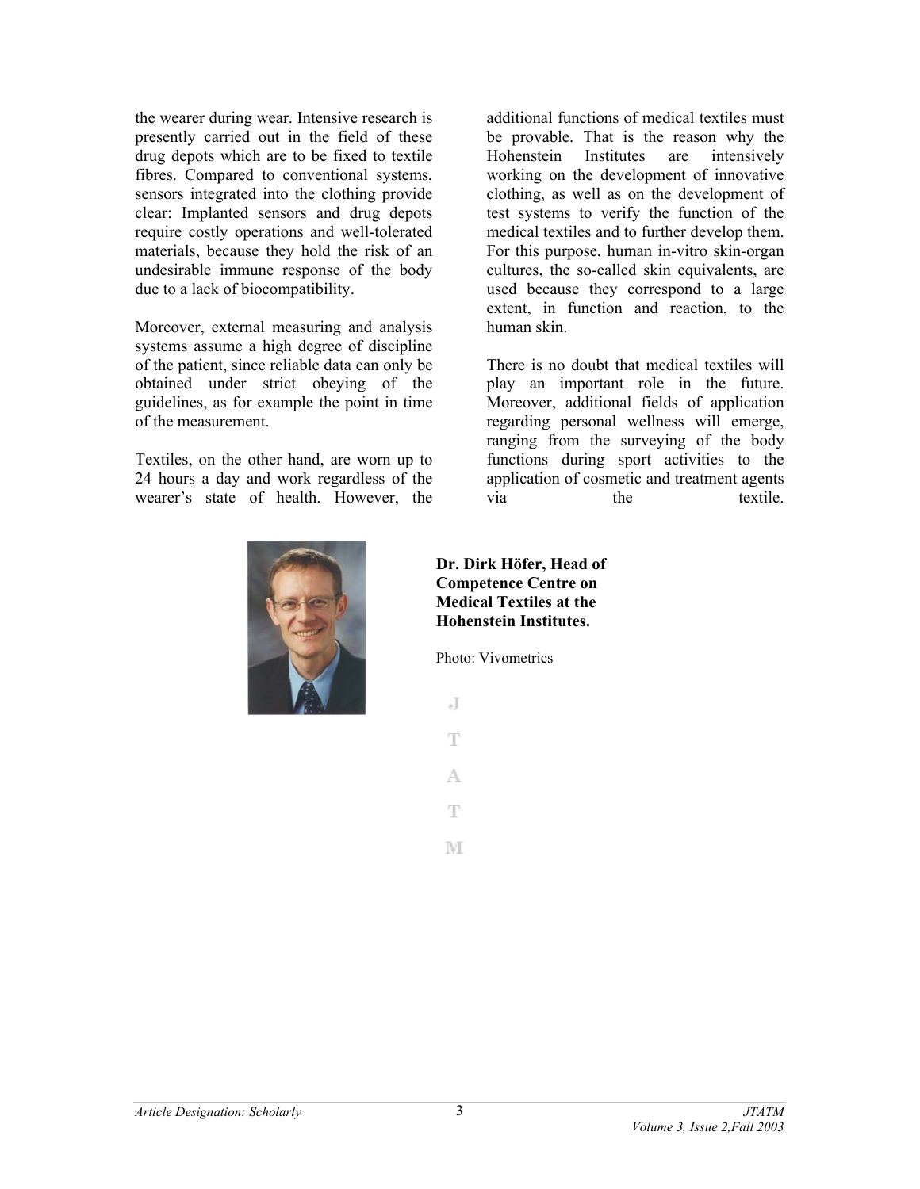the wearer during wear. Intensive research is presently carried out in the field of these drug depots which are to be fixed to textile fibres. Compared to conventional systems, sensors integrated into the clothing provide clear: Implanted sensors and drug depots require costly operations and well-tolerated materials, because they hold the risk of an undesirable immune response of the body due to a lack of biocompatibility.

Moreover, external measuring and analysis systems assume a high degree of discipline of the patient, since reliable data can only be obtained under strict obeying of the guidelines, as for example the point in time of the measurement.

Textiles, on the other hand, are worn up to 24 hours a day and work regardless of the wearer's state of health. However, the additional functions of medical textiles must be provable. That is the reason why the Hohenstein Institutes are intensively working on the development of innovative clothing, as well as on the development of test systems to verify the function of the medical textiles and to further develop them. For this purpose, human in-vitro skin-organ cultures, the so-called skin equivalents, are used because they correspond to a large extent, in function and reaction, to the human skin.

There is no doubt that medical textiles will play an important role in the future. Moreover, additional fields of application regarding personal wellness will emerge, ranging from the surveying of the body functions during sport activities to the application of cosmetic and treatment agents via the textile.

**Dr. Dirk Höfer, Head of Competence Centre on Medical Textiles at the Hohenstein Institutes.**

Photo: Vivometrics